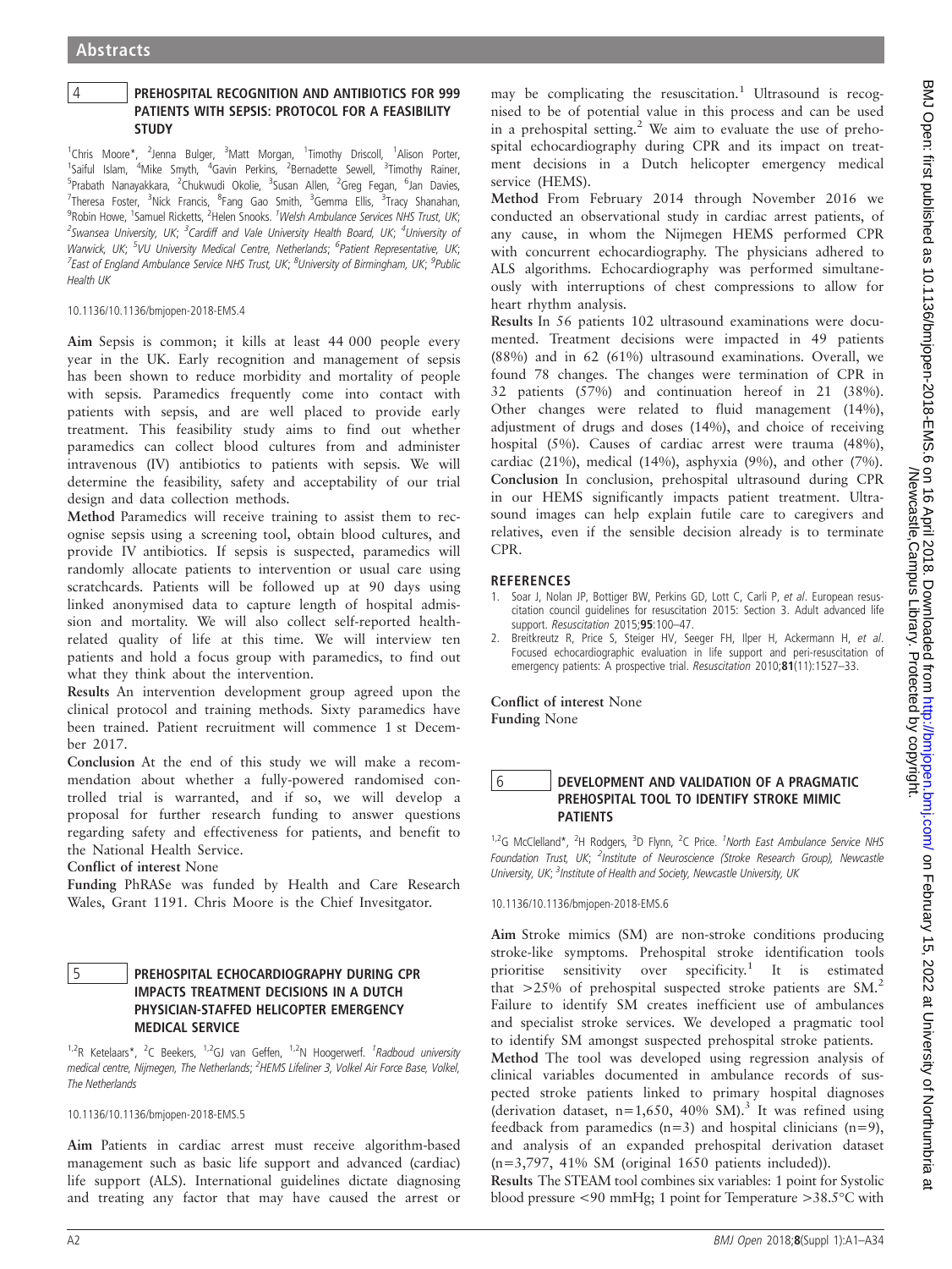## 4 PREHOSPITAL RECOGNITION AND ANTIBIOTICS FOR 999 PATIENTS WITH SEPSIS: PROTOCOL FOR A FEASIBILITY STUDY

[1]Chris Moore*, [2]Jenna Bulger, [3]Matt Morgan, [1]Timothy Driscoll, [1]Alison Porter, [1]Saiful Islam, [4]Mike Smyth, [4]Gavin Perkins, [2]Bernadette Sewell, [3]Timothy Rainer, [5]Prabath Nanayakkara, [2]Chukwudi Okolie, [3]Susan Allen, [2]Greg Fegan, [6]Jan Davies, [7]Theresa Foster, [3]Nick Francis, [8]Fang Gao Smith, [3]Gemma Ellis, [3]Tracy Shanahan, [9]Robin Howe, [1]Samuel Ricketts, [2]Helen Snooks. [1]*Welsh Ambulance Services NHS Trust, UK*; [2]*Swansea University, UK*; [3]*Cardiff and Vale University Health Board, UK*; [4]*University of Warwick, UK*; [5]*VU University Medical Centre, Netherlands*; [6]*Patient Representative, UK*; [7]*East of England Ambulance Service NHS Trust, UK*; [8]*University of Birmingham, UK*; [9]*Public Health UK*

10.1136/bmjopen-2018-EMS.4

**Aim** Sepsis is common; it kills at least 44 000 people every year in the UK. Early recognition and management of sepsis has been shown to reduce morbidity and mortality of people with sepsis. Paramedics frequently come into contact with patients with sepsis, and are well placed to provide early treatment. This feasibility study aims to find out whether paramedics can collect blood cultures from and administer intravenous (IV) antibiotics to patients with sepsis. We will determine the feasibility, safety and acceptability of our trial design and data collection methods.

**Method** Paramedics will receive training to assist them to recognise sepsis using a screening tool, obtain blood cultures, and provide IV antibiotics. If sepsis is suspected, paramedics will randomly allocate patients to intervention or usual care using scratchcards. Patients will be followed up at 90 days using linked anonymised data to capture length of hospital admission and mortality. We will also collect self-reported health-related quality of life at this time. We will interview ten patients and hold a focus group with paramedics, to find out what they think about the intervention.

**Results** An intervention development group agreed upon the clinical protocol and training methods. Sixty paramedics have been trained. Patient recruitment will commence 1 st December 2017.

**Conclusion** At the end of this study we will make a recommendation about whether a fully-powered randomised controlled trial is warranted, and if so, we will develop a proposal for further research funding to answer questions regarding safety and effectiveness for patients, and benefit to the National Health Service.

**Conflict of interest** None

**Funding** PhRASe was funded by Health and Care Research Wales, Grant 1191. Chris Moore is the Chief Invesitgator.

## 5 PREHOSPITAL ECHOCARDIOGRAPHY DURING CPR IMPACTS TREATMENT DECISIONS IN A DUTCH PHYSICIAN-STAFFED HELICOPTER EMERGENCY MEDICAL SERVICE

[1,2]R Ketelaars*, [2]C Beekers, [1,2]GJ van Geffen, [1,2]N Hoogerwerf. [1]*Radboud university medical centre, Nijmegen, The Netherlands*; [2]*HEMS Lifeliner 3, Volkel Air Force Base, Volkel, The Netherlands*

10.1136/bmjopen-2018-EMS.5

**Aim** Patients in cardiac arrest must receive algorithm-based management such as basic life support and advanced (cardiac) life support (ALS). International guidelines dictate diagnosing and treating any factor that may have caused the arrest or may be complicating the resuscitation.[1] Ultrasound is recognised to be of potential value in this process and can be used in a prehospital setting.[2] We aim to evaluate the use of prehospital echocardiography during CPR and its impact on treatment decisions in a Dutch helicopter emergency medical service (HEMS).

**Method** From February 2014 through November 2016 we conducted an observational study in cardiac arrest patients, of any cause, in whom the Nijmegen HEMS performed CPR with concurrent echocardiography. The physicians adhered to ALS algorithms. Echocardiography was performed simultaneously with interruptions of chest compressions to allow for heart rhythm analysis.

**Results** In 56 patients 102 ultrasound examinations were documented. Treatment decisions were impacted in 49 patients (88%) and in 62 (61%) ultrasound examinations. Overall, we found 78 changes. The changes were termination of CPR in 32 patients (57%) and continuation hereof in 21 (38%). Other changes were related to fluid management (14%), adjustment of drugs and doses (14%), and choice of receiving hospital (5%). Causes of cardiac arrest were trauma (48%), cardiac (21%), medical (14%), asphyxia (9%), and other (7%).

**Conclusion** In conclusion, prehospital ultrasound during CPR in our HEMS significantly impacts patient treatment. Ultrasound images can help explain futile care to caregivers and relatives, even if the sensible decision already is to terminate CPR.

### REFERENCES

1. Soar J, Nolan JP, Bottiger BW, Perkins GD, Lott C, Carli P, *et al*. European resuscitation council guidelines for resuscitation 2015: Section 3. Adult advanced life support. *Resuscitation* 2015;**95**:100–47.
2. Breitkreutz R, Price S, Steiger HV, Seeger FH, Ilper H, Ackermann H, *et al*. Focused echocardiographic evaluation in life support and peri-resuscitation of emergency patients: A prospective trial. *Resuscitation* 2010;**81**(11):1527–33.

**Conflict of interest** None

**Funding** None

## 6 DEVELOPMENT AND VALIDATION OF A PRAGMATIC PREHOSPITAL TOOL TO IDENTIFY STROKE MIMIC PATIENTS

[1,2]G McClelland*, [2]H Rodgers, [3]D Flynn, [2]C Price. [1]*North East Ambulance Service NHS Foundation Trust, UK*; [2]*Institute of Neuroscience (Stroke Research Group), Newcastle University, UK*; [3]*Institute of Health and Society, Newcastle University, UK*

10.1136/bmjopen-2018-EMS.6

**Aim** Stroke mimics (SM) are non-stroke conditions producing stroke-like symptoms. Prehospital stroke identification tools prioritise sensitivity over specificity.[1] It is estimated that >25% of prehospital suspected stroke patients are SM.[2] Failure to identify SM creates inefficient use of ambulances and specialist stroke services. We developed a pragmatic tool to identify SM amongst suspected prehospital stroke patients.

**Method** The tool was developed using regression analysis of clinical variables documented in ambulance records of suspected stroke patients linked to primary hospital diagnoses (derivation dataset, n=1,650, 40% SM).[3] It was refined using feedback from paramedics (n=3) and hospital clinicians (n=9), and analysis of an expanded prehospital derivation dataset (n=3,797, 41% SM (original 1650 patients included)).

**Results** The STEAM tool combines six variables: 1 point for Systolic blood pressure <90 mmHg; 1 point for Temperature >38.5°C with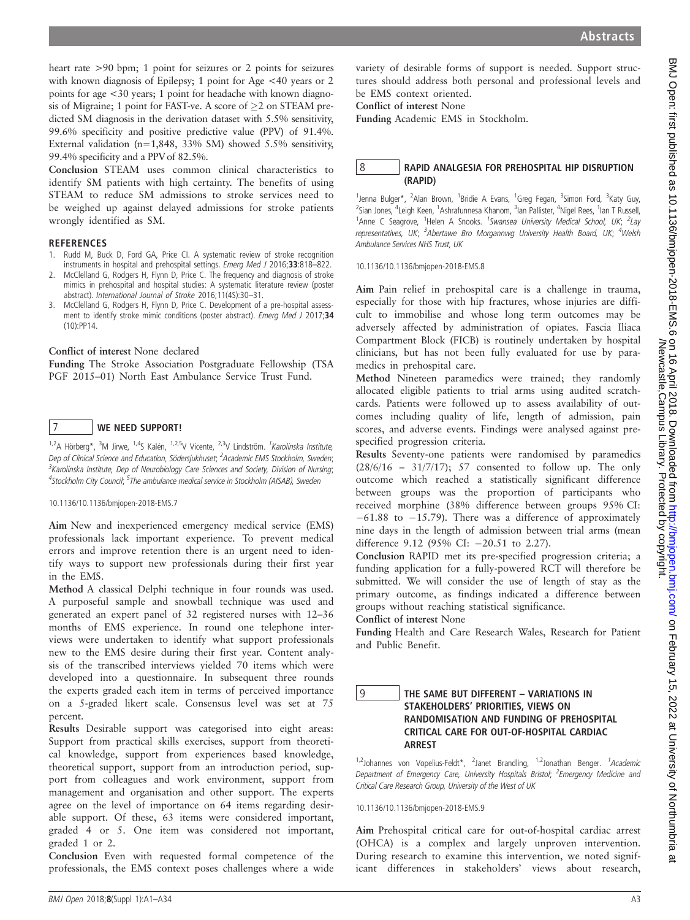heart rate >90 bpm; 1 point for seizures or 2 points for seizures with known diagnosis of Epilepsy; 1 point for Age <40 years or 2 points for age <30 years; 1 point for headache with known diagnosis of Migraine; 1 point for FAST-ve. A score of ≥2 on STEAM predicted SM diagnosis in the derivation dataset with 5.5% sensitivity, 99.6% specificity and positive predictive value (PPV) of 91.4%. External validation (n=1,848, 33% SM) showed 5.5% sensitivity, 99.4% specificity and a PPV of 82.5%.

**Conclusion** STEAM uses common clinical characteristics to identify SM patients with high certainty. The benefits of using STEAM to reduce SM admissions to stroke services need to be weighed up against delayed admissions for stroke patients wrongly identified as SM.

### REFERENCES

1. Rudd M, Buck D, Ford GA, Price CI. A systematic review of stroke recognition instruments in hospital and prehospital settings. *Emerg Med J* 2016;**33**:818–822.
2. McClelland G, Rodgers H, Flynn D, Price C. The frequency and diagnosis of stroke mimics in prehospital and hospital studies: A systematic literature review (poster abstract). *International Journal of Stroke* 2016;11(4S):30–31.
3. McClelland G, Rodgers H, Flynn D, Price C. Development of a pre-hospital assessment to identify stroke mimic conditions (poster abstract). *Emerg Med J* 2017;**34** (10):PP14.

**Conflict of interest** None declared

**Funding** The Stroke Association Postgraduate Fellowship (TSA PGF 2015–01) North East Ambulance Service Trust Fund.

## 7 WE NEED SUPPORT!

[1,2]A Hörberg*, [3]M Jirwe, [1,4]S Kalén, [1,2,5]V Vicente, [2,3]V Lindström. [1]*Karolinska Institute, Dep of Clinical Science and Education, Södersjukhuset*; [2]*Academic EMS Stockholm, Sweden*; [3]*Karolinska Institute, Dep of Neurobiology Care Sciences and Society, Division of Nursing*; [4]*Stockholm City Council*; [5]*The ambulance medical service in Stockholm (AISAB), Sweden*

10.1136/10.1136/bmjopen-2018-EMS.7

**Aim** New and inexperienced emergency medical service (EMS) professionals lack important experience. To prevent medical errors and improve retention there is an urgent need to identify ways to support new professionals during their first year in the EMS.

**Method** A classical Delphi technique in four rounds was used. A purposeful sample and snowball technique was used and generated an expert panel of 32 registered nurses with 12–36 months of EMS experience. In round one telephone interviews were undertaken to identify what support professionals new to the EMS desire during their first year. Content analysis of the transcribed interviews yielded 70 items which were developed into a questionnaire. In subsequent three rounds the experts graded each item in terms of perceived importance on a 5-graded likert scale. Consensus level was set at 75 percent.

**Results** Desirable support was categorised into eight areas: Support from practical skills exercises, support from theoretical knowledge, support from experiences based knowledge, theoretical support, support from an introduction period, support from colleagues and work environment, support from management and organisation and other support. The experts agree on the level of importance on 64 items regarding desirable support. Of these, 63 items were considered important, graded 4 or 5. One item was considered not important, graded 1 or 2.

**Conclusion** Even with requested formal competence of the professionals, the EMS context poses challenges where a wide variety of desirable forms of support is needed. Support structures should address both personal and professional levels and be EMS context oriented.

**Conflict of interest** None

**Funding** Academic EMS in Stockholm.

## 8 RAPID ANALGESIA FOR PREHOSPITAL HIP DISRUPTION (RAPID)

[1]Jenna Bulger*, [2]Alan Brown, [1]Bridie A Evans, [1]Greg Fegan, [3]Simon Ford, [3]Katy Guy, [2]Sian Jones, [4]Leigh Keen, [1]Ashrafunnesa Khanom, [3]Ian Pallister, [4]Nigel Rees, [1]Ian T Russell, [1]Anne C Seagrove, [1]Helen A Snooks. [1]*Swansea University Medical School, UK*; [2]*Lay representatives, UK*; [3]*Abertawe Bro Morgannwg University Health Board, UK*; [4]*Welsh Ambulance Services NHS Trust, UK*

10.1136/10.1136/bmjopen-2018-EMS.8

**Aim** Pain relief in prehospital care is a challenge in trauma, especially for those with hip fractures, whose injuries are difficult to immobilise and whose long term outcomes may be adversely affected by administration of opiates. Fascia Iliaca Compartment Block (FICB) is routinely undertaken by hospital clinicians, but has not been fully evaluated for use by paramedics in prehospital care.

**Method** Nineteen paramedics were trained; they randomly allocated eligible patients to trial arms using audited scratchcards. Patients were followed up to assess availability of outcomes including quality of life, length of admission, pain scores, and adverse events. Findings were analysed against prespecified progression criteria.

**Results** Seventy-one patients were randomised by paramedics (28/6/16 – 31/7/17); 57 consented to follow up. The only outcome which reached a statistically significant difference between groups was the proportion of participants who received morphine (38% difference between groups 95% CI: −61.88 to −15.79). There was a difference of approximately nine days in the length of admission between trial arms (mean difference 9.12 (95% CI: −20.51 to 2.27).

**Conclusion** RAPID met its pre-specified progression criteria; a funding application for a fully-powered RCT will therefore be submitted. We will consider the use of length of stay as the primary outcome, as findings indicated a difference between groups without reaching statistical significance.

**Conflict of interest** None

**Funding** Health and Care Research Wales, Research for Patient and Public Benefit.

## 9 THE SAME BUT DIFFERENT – VARIATIONS IN STAKEHOLDERS' PRIORITIES, VIEWS ON RANDOMISATION AND FUNDING OF PREHOSPITAL CRITICAL CARE FOR OUT-OF-HOSPITAL CARDIAC ARREST

[1,2]Johannes von Vopelius-Feldt*, [2]Janet Brandling, [1,2]Jonathan Benger. [1]*Academic Department of Emergency Care, University Hospitals Bristol*; [2]*Emergency Medicine and Critical Care Research Group, University of the West of UK*

10.1136/10.1136/bmjopen-2018-EMS.9

**Aim** Prehospital critical care for out-of-hospital cardiac arrest (OHCA) is a complex and largely unproven intervention. During research to examine this intervention, we noted significant differences in stakeholders' views about research,